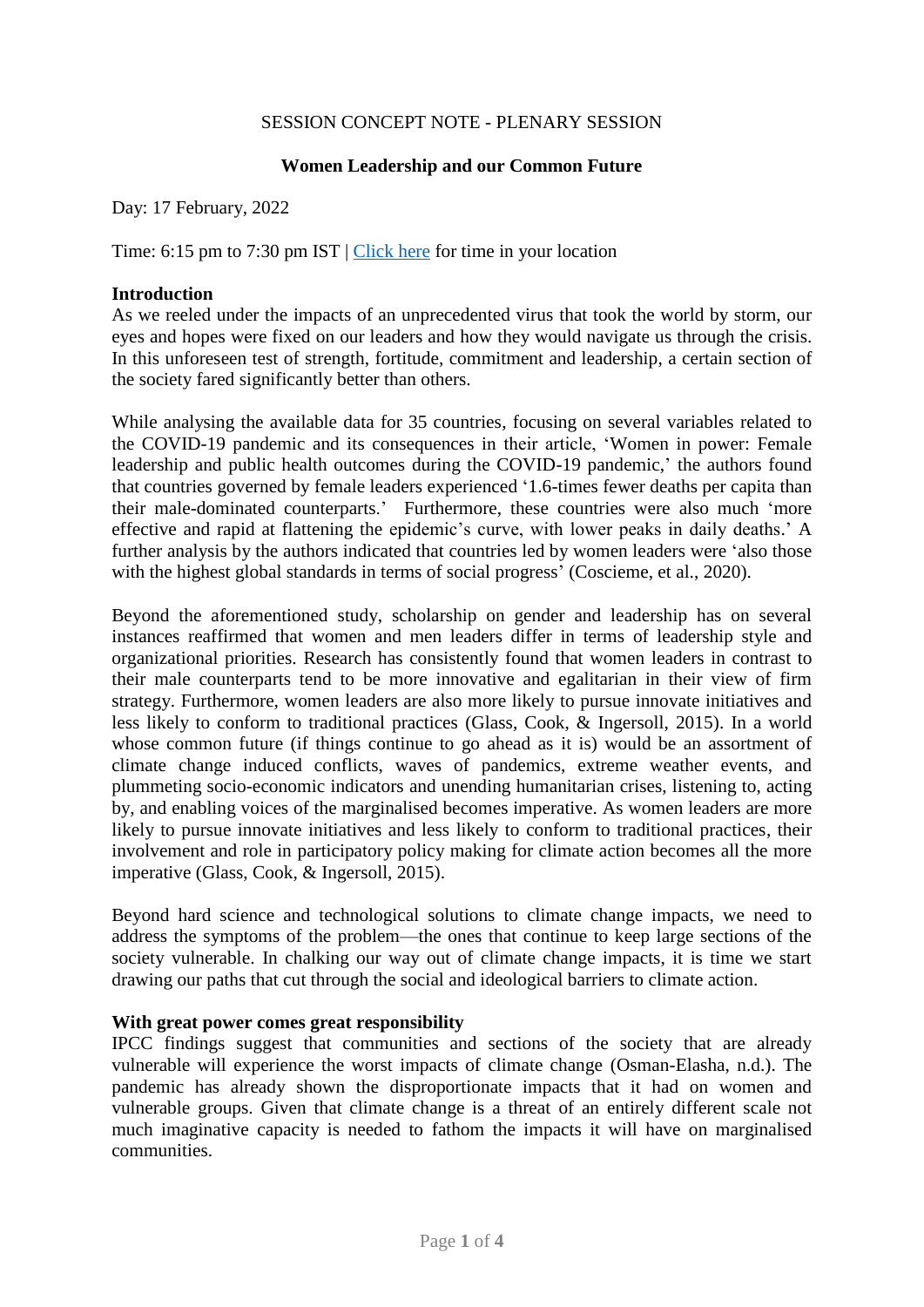SESSION CONCEPT NOTE - PLENARY SESSION

**Women Leadership and our Common Future**

Day: 17 February, 2022

Time: 6:15 pm to 7:30 pm IST | [Click here] for time in your location

**Introduction**

As we reeled under the impacts of an unprecedented virus that took the world by storm, our eyes and hopes were fixed on our leaders and how they would navigate us through the crisis. In this unforeseen test of strength, fortitude, commitment and leadership, a certain section of the society fared significantly better than others.

While analysing the available data for 35 countries, focusing on several variables related to the COVID-19 pandemic and its consequences in their article, 'Women in power: Female leadership and public health outcomes during the COVID-19 pandemic,' the authors found that countries governed by female leaders experienced '1.6-times fewer deaths per capita than their male-dominated counterparts.' Furthermore, these countries were also much 'more effective and rapid at flattening the epidemic's curve, with lower peaks in daily deaths.' A further analysis by the authors indicated that countries led by women leaders were 'also those with the highest global standards in terms of social progress' (Coscieme, et al., 2020).

Beyond the aforementioned study, scholarship on gender and leadership has on several instances reaffirmed that women and men leaders differ in terms of leadership style and organizational priorities. Research has consistently found that women leaders in contrast to their male counterparts tend to be more innovative and egalitarian in their view of firm strategy. Furthermore, women leaders are also more likely to pursue innovate initiatives and less likely to conform to traditional practices (Glass, Cook, & Ingersoll, 2015). In a world whose common future (if things continue to go ahead as it is) would be an assortment of climate change induced conflicts, waves of pandemics, extreme weather events, and plummeting socio-economic indicators and unending humanitarian crises, listening to, acting by, and enabling voices of the marginalised becomes imperative. As women leaders are more likely to pursue innovate initiatives and less likely to conform to traditional practices, their involvement and role in participatory policy making for climate action becomes all the more imperative (Glass, Cook, & Ingersoll, 2015).

Beyond hard science and technological solutions to climate change impacts, we need to address the symptoms of the problem—the ones that continue to keep large sections of the society vulnerable. In chalking our way out of climate change impacts, it is time we start drawing our paths that cut through the social and ideological barriers to climate action.

**With great power comes great responsibility**

IPCC findings suggest that communities and sections of the society that are already vulnerable will experience the worst impacts of climate change (Osman-Elasha, n.d.). The pandemic has already shown the disproportionate impacts that it had on women and vulnerable groups. Given that climate change is a threat of an entirely different scale not much imaginative capacity is needed to fathom the impacts it will have on marginalised communities.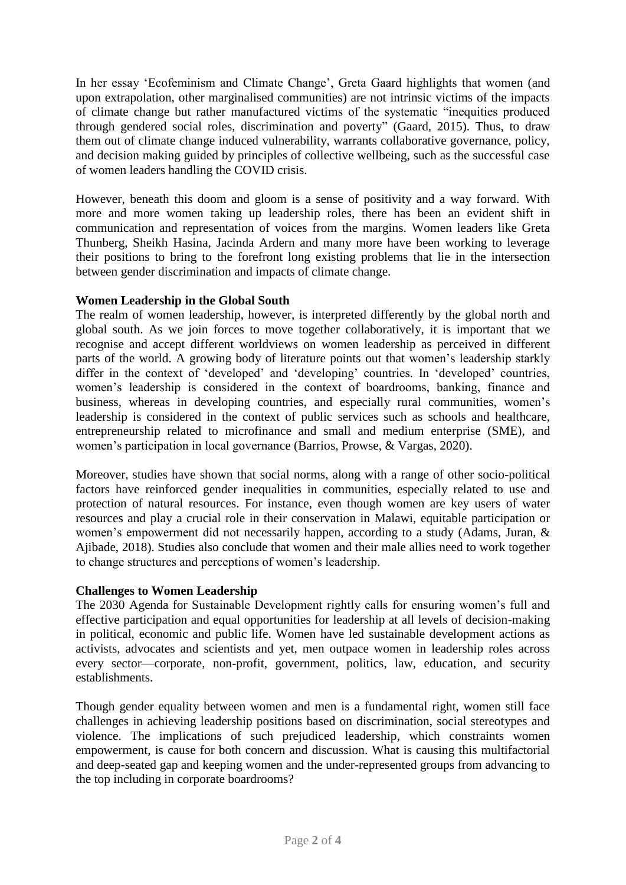In her essay 'Ecofeminism and Climate Change', Greta Gaard highlights that women (and upon extrapolation, other marginalised communities) are not intrinsic victims of the impacts of climate change but rather manufactured victims of the systematic "inequities produced through gendered social roles, discrimination and poverty" (Gaard, 2015). Thus, to draw them out of climate change induced vulnerability, warrants collaborative governance, policy, and decision making guided by principles of collective wellbeing, such as the successful case of women leaders handling the COVID crisis.

However, beneath this doom and gloom is a sense of positivity and a way forward. With more and more women taking up leadership roles, there has been an evident shift in communication and representation of voices from the margins. Women leaders like Greta Thunberg, Sheikh Hasina, Jacinda Ardern and many more have been working to leverage their positions to bring to the forefront long existing problems that lie in the intersection between gender discrimination and impacts of climate change.

**Women Leadership in the Global South**

The realm of women leadership, however, is interpreted differently by the global north and global south. As we join forces to move together collaboratively, it is important that we recognise and accept different worldviews on women leadership as perceived in different parts of the world. A growing body of literature points out that women's leadership starkly differ in the context of 'developed' and 'developing' countries. In 'developed' countries, women's leadership is considered in the context of boardrooms, banking, finance and business, whereas in developing countries, and especially rural communities, women's leadership is considered in the context of public services such as schools and healthcare, entrepreneurship related to microfinance and small and medium enterprise (SME), and women's participation in local governance (Barrios, Prowse, & Vargas, 2020).

Moreover, studies have shown that social norms, along with a range of other socio-political factors have reinforced gender inequalities in communities, especially related to use and protection of natural resources. For instance, even though women are key users of water resources and play a crucial role in their conservation in Malawi, equitable participation or women's empowerment did not necessarily happen, according to a study (Adams, Juran, & Ajibade, 2018). Studies also conclude that women and their male allies need to work together to change structures and perceptions of women's leadership.

**Challenges to Women Leadership**

The 2030 Agenda for Sustainable Development rightly calls for ensuring women's full and effective participation and equal opportunities for leadership at all levels of decision-making in political, economic and public life. Women have led sustainable development actions as activists, advocates and scientists and yet, men outpace women in leadership roles across every sector—corporate, non-profit, government, politics, law, education, and security establishments.

Though gender equality between women and men is a fundamental right, women still face challenges in achieving leadership positions based on discrimination, social stereotypes and violence. The implications of such prejudiced leadership, which constraints women empowerment, is cause for both concern and discussion. What is causing this multifactorial and deep-seated gap and keeping women and the under-represented groups from advancing to the top including in corporate boardrooms?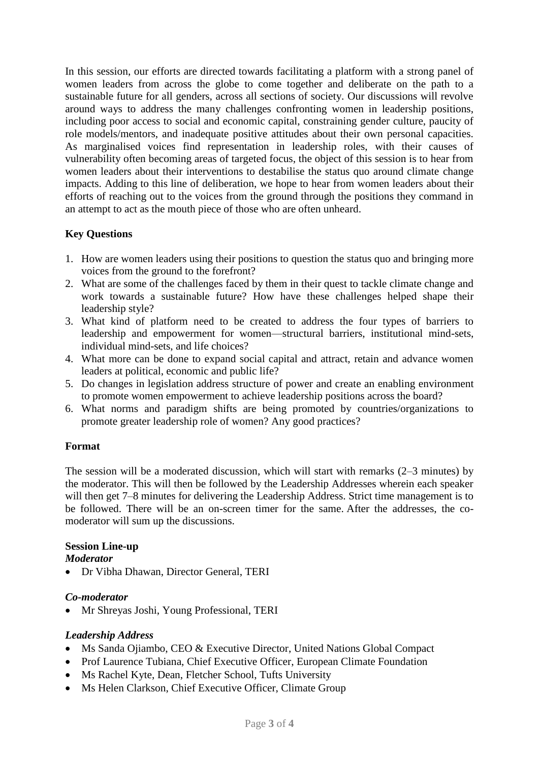In this session, our efforts are directed towards facilitating a platform with a strong panel of women leaders from across the globe to come together and deliberate on the path to a sustainable future for all genders, across all sections of society. Our discussions will revolve around ways to address the many challenges confronting women in leadership positions, including poor access to social and economic capital, constraining gender culture, paucity of role models/mentors, and inadequate positive attitudes about their own personal capacities. As marginalised voices find representation in leadership roles, with their causes of vulnerability often becoming areas of targeted focus, the object of this session is to hear from women leaders about their interventions to destabilise the status quo around climate change impacts. Adding to this line of deliberation, we hope to hear from women leaders about their efforts of reaching out to the voices from the ground through the positions they command in an attempt to act as the mouth piece of those who are often unheard.

**Key Questions**

1. How are women leaders using their positions to question the status quo and bringing more voices from the ground to the forefront?
2. What are some of the challenges faced by them in their quest to tackle climate change and work towards a sustainable future? How have these challenges helped shape their leadership style?
3. What kind of platform need to be created to address the four types of barriers to leadership and empowerment for women—structural barriers, institutional mind-sets, individual mind-sets, and life choices?
4. What more can be done to expand social capital and attract, retain and advance women leaders at political, economic and public life?
5. Do changes in legislation address structure of power and create an enabling environment to promote women empowerment to achieve leadership positions across the board?
6. What norms and paradigm shifts are being promoted by countries/organizations to promote greater leadership role of women? Any good practices?

**Format**

The session will be a moderated discussion, which will start with remarks (2–3 minutes) by the moderator. This will then be followed by the Leadership Addresses wherein each speaker will then get 7–8 minutes for delivering the Leadership Address. Strict time management is to be followed. There will be an on-screen timer for the same. After the addresses, the co-moderator will sum up the discussions.

**Session Line-up**

***Moderator***

- Dr Vibha Dhawan, Director General, TERI

***Co-moderator***

- Mr Shreyas Joshi, Young Professional, TERI

***Leadership Address***

- Ms Sanda Ojiambo, CEO & Executive Director, United Nations Global Compact
- Prof Laurence Tubiana, Chief Executive Officer, European Climate Foundation
- Ms Rachel Kyte, Dean, Fletcher School, Tufts University
- Ms Helen Clarkson, Chief Executive Officer, Climate Group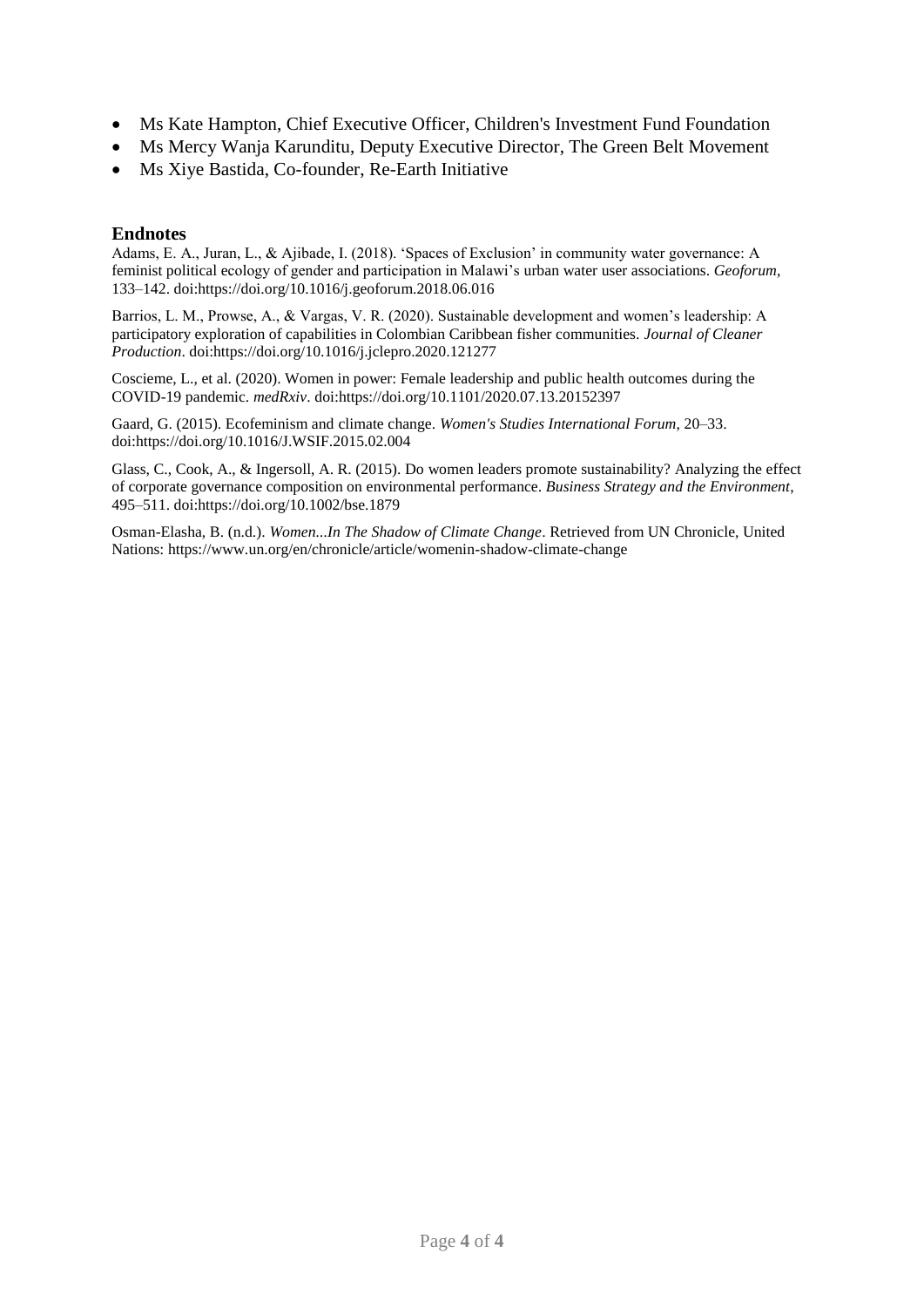- Ms Kate Hampton, Chief Executive Officer, Children's Investment Fund Foundation
- Ms Mercy Wanja Karunditu, Deputy Executive Director, The Green Belt Movement
- Ms Xiye Bastida, Co-founder, Re-Earth Initiative

## Endnotes

Adams, E. A., Juran, L., & Ajibade, I. (2018). 'Spaces of Exclusion' in community water governance: A feminist political ecology of gender and participation in Malawi's urban water user associations. *Geoforum*, 133–142. doi:https://doi.org/10.1016/j.geoforum.2018.06.016

Barrios, L. M., Prowse, A., & Vargas, V. R. (2020). Sustainable development and women's leadership: A participatory exploration of capabilities in Colombian Caribbean fisher communities. *Journal of Cleaner Production*. doi:https://doi.org/10.1016/j.jclepro.2020.121277

Coscieme, L., et al. (2020). Women in power: Female leadership and public health outcomes during the COVID-19 pandemic. *medRxiv*. doi:https://doi.org/10.1101/2020.07.13.20152397

Gaard, G. (2015). Ecofeminism and climate change. *Women's Studies International Forum*, 20–33. doi:https://doi.org/10.1016/J.WSIF.2015.02.004

Glass, C., Cook, A., & Ingersoll, A. R. (2015). Do women leaders promote sustainability? Analyzing the effect of corporate governance composition on environmental performance. *Business Strategy and the Environment*, 495–511. doi:https://doi.org/10.1002/bse.1879

Osman-Elasha, B. (n.d.). *Women...In The Shadow of Climate Change*. Retrieved from UN Chronicle, United Nations: https://www.un.org/en/chronicle/article/womenin-shadow-climate-change